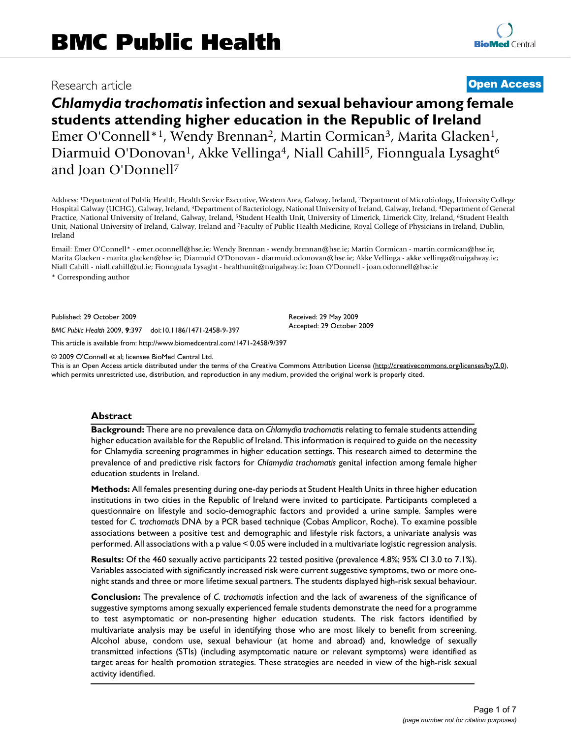Research article

**Open Access**

# *Chlamydia trachomatis* infection and sexual behaviour among female students attending higher education in the Republic of Ireland

Emer O'Connell*[1], Wendy Brennan[2], Martin Cormican[3], Marita Glacken[1], Diarmuid O'Donovan[1], Akke Vellinga[4], Niall Cahill[5], Fionnguala Lysaght[6] and Joan O'Donnell[7]

Address: [1]Department of Public Health, Health Service Executive, Western Area, Galway, Ireland, [2]Department of Microbiology, University College Hospital Galway (UCHG), Galway, Ireland, [3]Department of Bacteriology, National University of Ireland, Galway, Ireland, [4]Department of General Practice, National University of Ireland, Galway, Ireland, [5]Student Health Unit, University of Limerick, Limerick City, Ireland, [6]Student Health Unit, National University of Ireland, Galway, Ireland and [7]Faculty of Public Health Medicine, Royal College of Physicians in Ireland, Dublin, Ireland

Email: Emer O'Connell* - emer.oconnell@hse.ie; Wendy Brennan - wendy.brennan@hse.ie; Martin Cormican - martin.cormican@hse.ie; Marita Glacken - marita.glacken@hse.ie; Diarmuid O'Donovan - diarmuid.odonovan@hse.ie; Akke Vellinga - akke.vellinga@nuigalway.ie; Niall Cahill - niall.cahill@ul.ie; Fionnguala Lysaght - healthunit@nuigalway.ie; Joan O'Donnell - joan.odonnell@hse.ie

* Corresponding author

Published: 29 October 2009

*BMC Public Health* 2009, **9**:397 doi:10.1186/1471-2458-9-397

Received: 29 May 2009
Accepted: 29 October 2009

This article is available from: http://www.biomedcentral.com/1471-2458/9/397

© 2009 O'Connell et al; licensee BioMed Central Ltd.
This is an Open Access article distributed under the terms of the Creative Commons Attribution License (http://creativecommons.org/licenses/by/2.0), which permits unrestricted use, distribution, and reproduction in any medium, provided the original work is properly cited.

## Abstract

**Background:** There are no prevalence data on *Chlamydia trachomatis* relating to female students attending higher education available for the Republic of Ireland. This information is required to guide on the necessity for Chlamydia screening programmes in higher education settings. This research aimed to determine the prevalence of and predictive risk factors for *Chlamydia trachomatis* genital infection among female higher education students in Ireland.

**Methods:** All females presenting during one-day periods at Student Health Units in three higher education institutions in two cities in the Republic of Ireland were invited to participate. Participants completed a questionnaire on lifestyle and socio-demographic factors and provided a urine sample. Samples were tested for *C. trachomatis* DNA by a PCR based technique (Cobas Amplicor, Roche). To examine possible associations between a positive test and demographic and lifestyle risk factors, a univariate analysis was performed. All associations with a p value < 0.05 were included in a multivariate logistic regression analysis.

**Results:** Of the 460 sexually active participants 22 tested positive (prevalence 4.8%; 95% CI 3.0 to 7.1%). Variables associated with significantly increased risk were current suggestive symptoms, two or more one-night stands and three or more lifetime sexual partners. The students displayed high-risk sexual behaviour.

**Conclusion:** The prevalence of *C. trachomatis* infection and the lack of awareness of the significance of suggestive symptoms among sexually experienced female students demonstrate the need for a programme to test asymptomatic or non-presenting higher education students. The risk factors identified by multivariate analysis may be useful in identifying those who are most likely to benefit from screening. Alcohol abuse, condom use, sexual behaviour (at home and abroad) and, knowledge of sexually transmitted infections (STIs) (including asymptomatic nature or relevant symptoms) were identified as target areas for health promotion strategies. These strategies are needed in view of the high-risk sexual activity identified.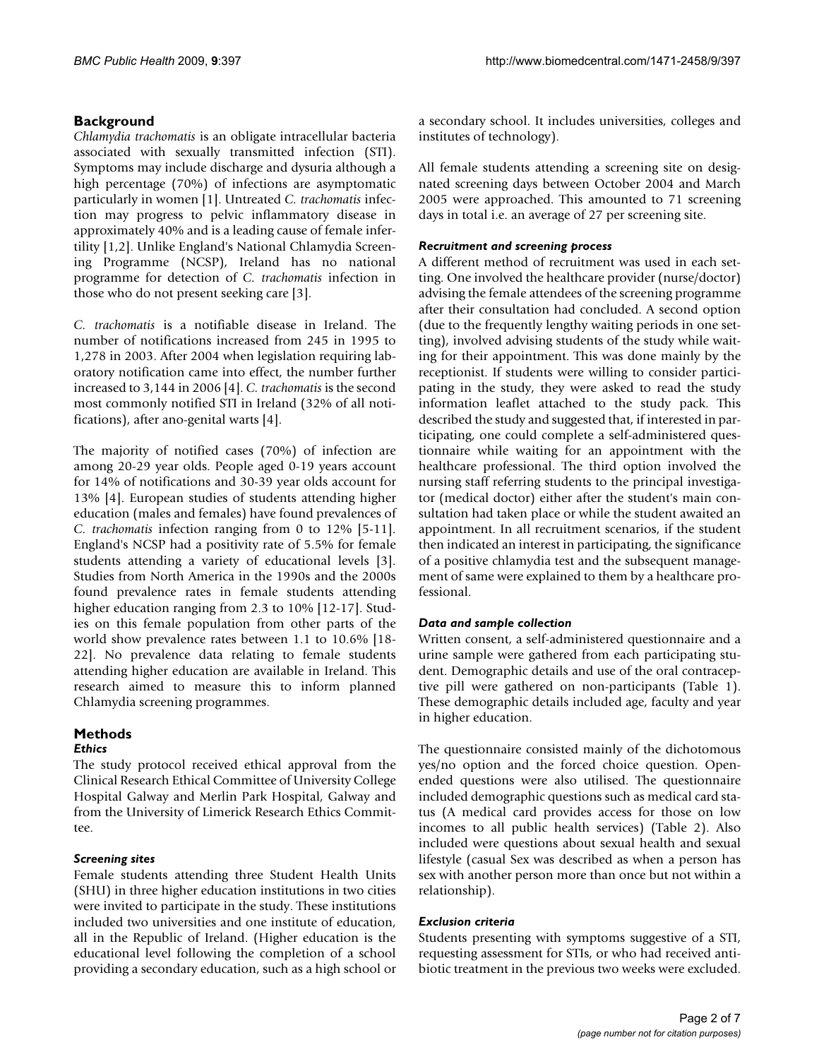## Background

*Chlamydia trachomatis* is an obligate intracellular bacteria associated with sexually transmitted infection (STI). Symptoms may include discharge and dysuria although a high percentage (70%) of infections are asymptomatic particularly in women [1]. Untreated *C. trachomatis* infection may progress to pelvic inflammatory disease in approximately 40% and is a leading cause of female infertility [1,2]. Unlike England's National Chlamydia Screening Programme (NCSP), Ireland has no national programme for detection of *C. trachomatis* infection in those who do not present seeking care [3].

*C. trachomatis* is a notifiable disease in Ireland. The number of notifications increased from 245 in 1995 to 1,278 in 2003. After 2004 when legislation requiring laboratory notification came into effect, the number further increased to 3,144 in 2006 [4]. *C. trachomatis* is the second most commonly notified STI in Ireland (32% of all notifications), after ano-genital warts [4].

The majority of notified cases (70%) of infection are among 20-29 year olds. People aged 0-19 years account for 14% of notifications and 30-39 year olds account for 13% [4]. European studies of students attending higher education (males and females) have found prevalences of *C. trachomatis* infection ranging from 0 to 12% [5-11]. England's NCSP had a positivity rate of 5.5% for female students attending a variety of educational levels [3]. Studies from North America in the 1990s and the 2000s found prevalence rates in female students attending higher education ranging from 2.3 to 10% [12-17]. Studies on this female population from other parts of the world show prevalence rates between 1.1 to 10.6% [18-22]. No prevalence data relating to female students attending higher education are available in Ireland. This research aimed to measure this to inform planned Chlamydia screening programmes.

## Methods

### *Ethics*

The study protocol received ethical approval from the Clinical Research Ethical Committee of University College Hospital Galway and Merlin Park Hospital, Galway and from the University of Limerick Research Ethics Committee.

### *Screening sites*

Female students attending three Student Health Units (SHU) in three higher education institutions in two cities were invited to participate in the study. These institutions included two universities and one institute of education, all in the Republic of Ireland. (Higher education is the educational level following the completion of a school providing a secondary education, such as a high school or a secondary school. It includes universities, colleges and institutes of technology).

All female students attending a screening site on designated screening days between October 2004 and March 2005 were approached. This amounted to 71 screening days in total i.e. an average of 27 per screening site.

### *Recruitment and screening process*

A different method of recruitment was used in each setting. One involved the healthcare provider (nurse/doctor) advising the female attendees of the screening programme after their consultation had concluded. A second option (due to the frequently lengthy waiting periods in one setting), involved advising students of the study while waiting for their appointment. This was done mainly by the receptionist. If students were willing to consider participating in the study, they were asked to read the study information leaflet attached to the study pack. This described the study and suggested that, if interested in participating, one could complete a self-administered questionnaire while waiting for an appointment with the healthcare professional. The third option involved the nursing staff referring students to the principal investigator (medical doctor) either after the student's main consultation had taken place or while the student awaited an appointment. In all recruitment scenarios, if the student then indicated an interest in participating, the significance of a positive chlamydia test and the subsequent management of same were explained to them by a healthcare professional.

### *Data and sample collection*

Written consent, a self-administered questionnaire and a urine sample were gathered from each participating student. Demographic details and use of the oral contraceptive pill were gathered on non-participants (Table 1). These demographic details included age, faculty and year in higher education.

The questionnaire consisted mainly of the dichotomous yes/no option and the forced choice question. Open-ended questions were also utilised. The questionnaire included demographic questions such as medical card status (A medical card provides access for those on low incomes to all public health services) (Table 2). Also included were questions about sexual health and sexual lifestyle (casual Sex was described as when a person has sex with another person more than once but not within a relationship).

### *Exclusion criteria*

Students presenting with symptoms suggestive of a STI, requesting assessment for STIs, or who had received antibiotic treatment in the previous two weeks were excluded.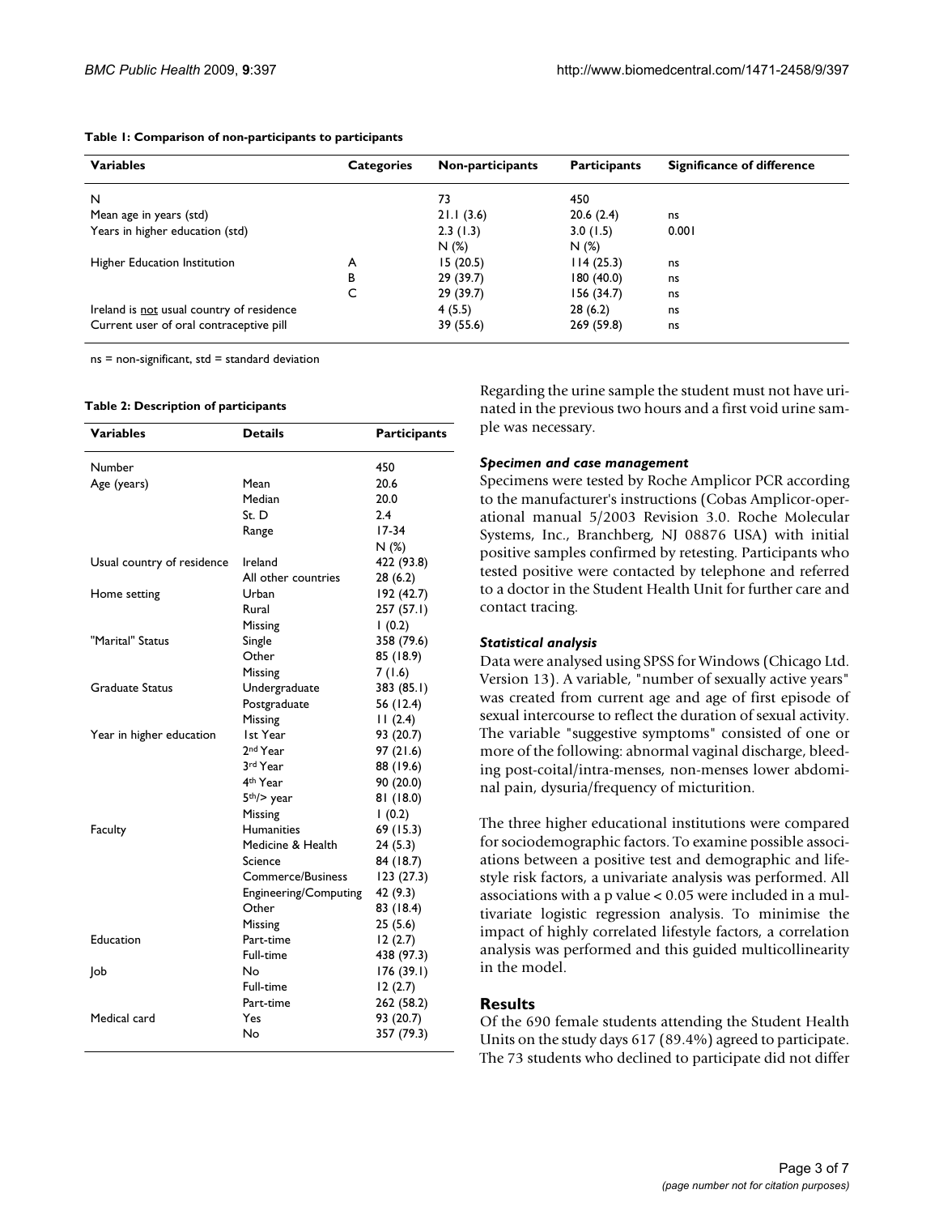**Table 1: Comparison of non-participants to participants**

| Variables | Categories | Non-participants | Participants | Significance of difference |
|---|---|---|---|---|
| N | | 73 | 450 | |
| Mean age in years (std) | | 21.1 (3.6) | 20.6 (2.4) | ns |
| Years in higher education (std) | | 2.3 (1.3) | 3.0 (1.5) | 0.001 |
| | | N (%) | N (%) | |
| Higher Education Institution | A | 15 (20.5) | 114 (25.3) | ns |
| | B | 29 (39.7) | 180 (40.0) | ns |
| | C | 29 (39.7) | 156 (34.7) | ns |
| Ireland is not usual country of residence | | 4 (5.5) | 28 (6.2) | ns |
| Current user of oral contraceptive pill | | 39 (55.6) | 269 (59.8) | ns |

ns = non-significant, std = standard deviation

**Table 2: Description of participants**

| Variables | Details | Participants |
|---|---|---|
| Number | | 450 |
| Age (years) | Mean | 20.6 |
| | Median | 20.0 |
| | St. D | 2.4 |
| | Range | 17-34 |
| | | N (%) |
| Usual country of residence | Ireland | 422 (93.8) |
| | All other countries | 28 (6.2) |
| Home setting | Urban | 192 (42.7) |
| | Rural | 257 (57.1) |
| | Missing | 1 (0.2) |
| "Marital" Status | Single | 358 (79.6) |
| | Other | 85 (18.9) |
| | Missing | 7 (1.6) |
| Graduate Status | Undergraduate | 383 (85.1) |
| | Postgraduate | 56 (12.4) |
| | Missing | 11 (2.4) |
| Year in higher education | 1st Year | 93 (20.7) |
| | 2nd Year | 97 (21.6) |
| | 3rd Year | 88 (19.6) |
| | 4th Year | 90 (20.0) |
| | 5th/> year | 81 (18.0) |
| | Missing | 1 (0.2) |
| Faculty | Humanities | 69 (15.3) |
| | Medicine & Health | 24 (5.3) |
| | Science | 84 (18.7) |
| | Commerce/Business | 123 (27.3) |
| | Engineering/Computing | 42 (9.3) |
| | Other | 83 (18.4) |
| | Missing | 25 (5.6) |
| Education | Part-time | 12 (2.7) |
| | Full-time | 438 (97.3) |
| Job | No | 176 (39.1) |
| | Full-time | 12 (2.7) |
| | Part-time | 262 (58.2) |
| Medical card | Yes | 93 (20.7) |
| | No | 357 (79.3) |

Regarding the urine sample the student must not have urinated in the previous two hours and a first void urine sample was necessary.

### *Specimen and case management*

Specimens were tested by Roche Amplicor PCR according to the manufacturer's instructions (Cobas Amplicor-operational manual 5/2003 Revision 3.0. Roche Molecular Systems, Inc., Branchberg, NJ 08876 USA) with initial positive samples confirmed by retesting. Participants who tested positive were contacted by telephone and referred to a doctor in the Student Health Unit for further care and contact tracing.

### *Statistical analysis*

Data were analysed using SPSS for Windows (Chicago Ltd. Version 13). A variable, "number of sexually active years" was created from current age and age of first episode of sexual intercourse to reflect the duration of sexual activity. The variable "suggestive symptoms" consisted of one or more of the following: abnormal vaginal discharge, bleeding post-coital/intra-menses, non-menses lower abdominal pain, dysuria/frequency of micturition.

The three higher educational institutions were compared for sociodemographic factors. To examine possible associations between a positive test and demographic and lifestyle risk factors, a univariate analysis was performed. All associations with a p value < 0.05 were included in a multivariate logistic regression analysis. To minimise the impact of highly correlated lifestyle factors, a correlation analysis was performed and this guided multicollinearity in the model.

## Results

Of the 690 female students attending the Student Health Units on the study days 617 (89.4%) agreed to participate. The 73 students who declined to participate did not differ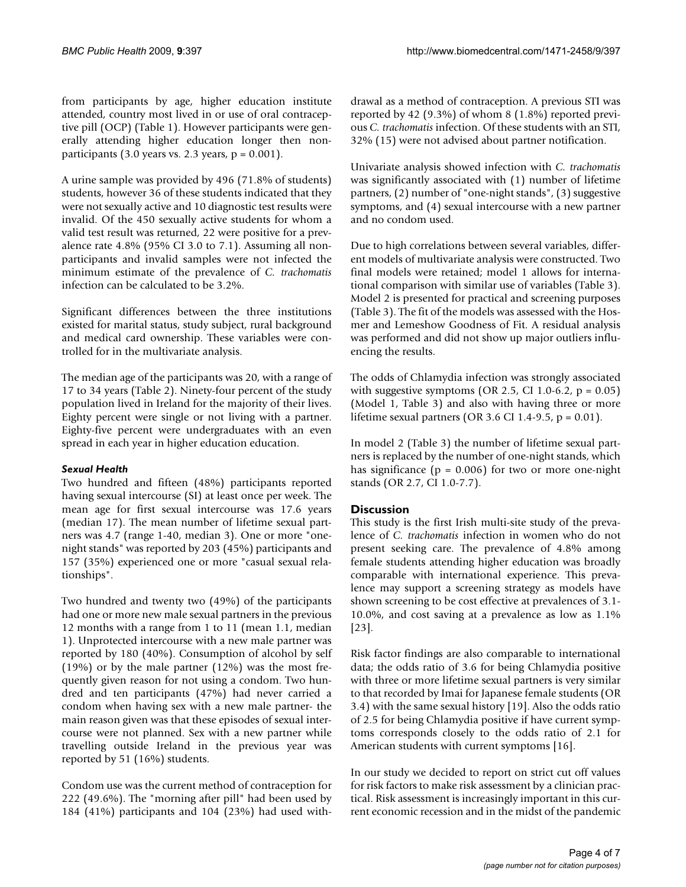from participants by age, higher education institute attended, country most lived in or use of oral contraceptive pill (OCP) (Table 1). However participants were generally attending higher education longer then non-participants (3.0 years vs. 2.3 years, $p = 0.001$).

A urine sample was provided by 496 (71.8% of students) students, however 36 of these students indicated that they were not sexually active and 10 diagnostic test results were invalid. Of the 450 sexually active students for whom a valid test result was returned, 22 were positive for a prevalence rate 4.8% (95% CI 3.0 to 7.1). Assuming all non-participants and invalid samples were not infected the minimum estimate of the prevalence of *C. trachomatis* infection can be calculated to be 3.2%.

Significant differences between the three institutions existed for marital status, study subject, rural background and medical card ownership. These variables were controlled for in the multivariate analysis.

The median age of the participants was 20, with a range of 17 to 34 years (Table 2). Ninety-four percent of the study population lived in Ireland for the majority of their lives. Eighty percent were single or not living with a partner. Eighty-five percent were undergraduates with an even spread in each year in higher education education.

### *Sexual Health*

Two hundred and fifteen (48%) participants reported having sexual intercourse (SI) at least once per week. The mean age for first sexual intercourse was 17.6 years (median 17). The mean number of lifetime sexual partners was 4.7 (range 1-40, median 3). One or more "one-night stands" was reported by 203 (45%) participants and 157 (35%) experienced one or more "casual sexual relationships".

Two hundred and twenty two (49%) of the participants had one or more new male sexual partners in the previous 12 months with a range from 1 to 11 (mean 1.1, median 1). Unprotected intercourse with a new male partner was reported by 180 (40%). Consumption of alcohol by self (19%) or by the male partner (12%) was the most frequently given reason for not using a condom. Two hundred and ten participants (47%) had never carried a condom when having sex with a new male partner- the main reason given was that these episodes of sexual intercourse were not planned. Sex with a new partner while travelling outside Ireland in the previous year was reported by 51 (16%) students.

Condom use was the current method of contraception for 222 (49.6%). The "morning after pill" had been used by 184 (41%) participants and 104 (23%) had used withdrawal as a method of contraception. A previous STI was reported by 42 (9.3%) of whom 8 (1.8%) reported previous *C. trachomatis* infection. Of these students with an STI, 32% (15) were not advised about partner notification.

Univariate analysis showed infection with *C. trachomatis* was significantly associated with (1) number of lifetime partners, (2) number of "one-night stands", (3) suggestive symptoms, and (4) sexual intercourse with a new partner and no condom used.

Due to high correlations between several variables, different models of multivariate analysis were constructed. Two final models were retained; model 1 allows for international comparison with similar use of variables (Table 3). Model 2 is presented for practical and screening purposes (Table 3). The fit of the models was assessed with the Hosmer and Lemeshow Goodness of Fit. A residual analysis was performed and did not show up major outliers influencing the results.

The odds of Chlamydia infection was strongly associated with suggestive symptoms (OR 2.5, CI 1.0-6.2, $p = 0.05$) (Model 1, Table 3) and also with having three or more lifetime sexual partners (OR 3.6 CI 1.4-9.5, $p = 0.01$).

In model 2 (Table 3) the number of lifetime sexual partners is replaced by the number of one-night stands, which has significance ($p = 0.006$) for two or more one-night stands (OR 2.7, CI 1.0-7.7).

## Discussion

This study is the first Irish multi-site study of the prevalence of *C. trachomatis* infection in women who do not present seeking care. The prevalence of 4.8% among female students attending higher education was broadly comparable with international experience. This prevalence may support a screening strategy as models have shown screening to be cost effective at prevalences of 3.1-10.0%, and cost saving at a prevalence as low as 1.1% [23].

Risk factor findings are also comparable to international data; the odds ratio of 3.6 for being Chlamydia positive with three or more lifetime sexual partners is very similar to that recorded by Imai for Japanese female students (OR 3.4) with the same sexual history [19]. Also the odds ratio of 2.5 for being Chlamydia positive if have current symptoms corresponds closely to the odds ratio of 2.1 for American students with current symptoms [16].

In our study we decided to report on strict cut off values for risk factors to make risk assessment by a clinician practical. Risk assessment is increasingly important in this current economic recession and in the midst of the pandemic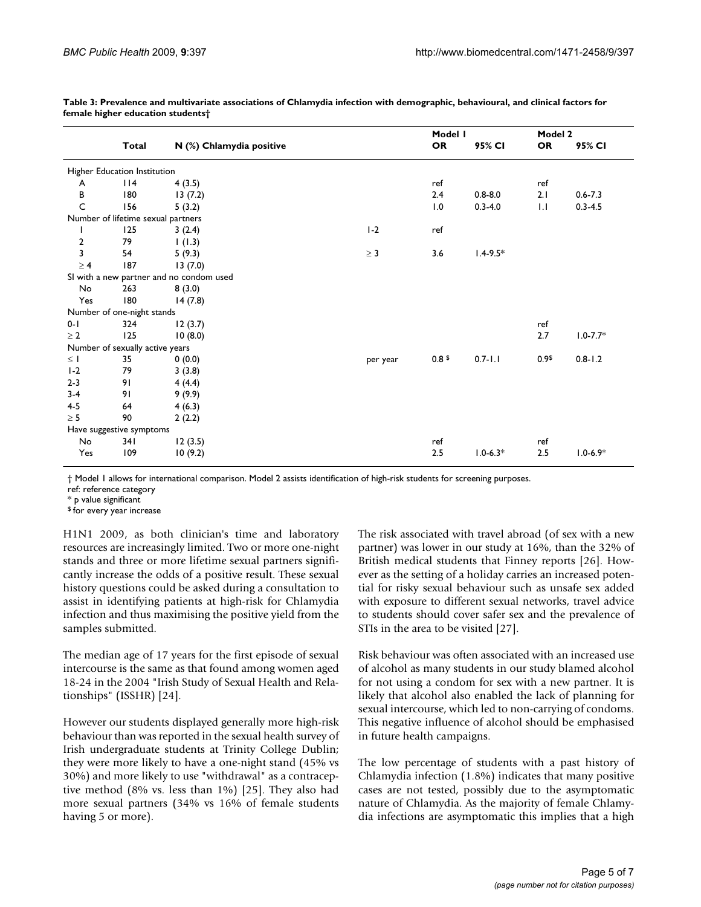**Table 3: Prevalence and multivariate associations of Chlamydia infection with demographic, behavioural, and clinical factors for female higher education students†**

| | Total | N (%) Chlamydia positive | | Model 1 OR | Model 1 95% CI | Model 2 OR | Model 2 95% CI |
|---|---|---|---|---|---|---|---|
| Higher Education Institution | | | | | | | |
| A | 114 | 4 (3.5) | | ref | | ref | |
| B | 180 | 13 (7.2) | | 2.4 | 0.8-8.0 | 2.1 | 0.6-7.3 |
| C | 156 | 5 (3.2) | | 1.0 | 0.3-4.0 | 1.1 | 0.3-4.5 |
| Number of lifetime sexual partners | | | | | | | |
| 1 | 125 | 3 (2.4) | 1-2 | ref | | | |
| 2 | 79 | 1 (1.3) | | | | | |
| 3 | 54 | 5 (9.3) | ≥ 3 | 3.6 | 1.4-9.5* | | |
| ≥ 4 | 187 | 13 (7.0) | | | | | |
| SI with a new partner and no condom used | | | | | | | |
| No | 263 | 8 (3.0) | | | | | |
| Yes | 180 | 14 (7.8) | | | | | |
| Number of one-night stands | | | | | | | |
| 0-1 | 324 | 12 (3.7) | | | | ref | |
| ≥ 2 | 125 | 10 (8.0) | | | | 2.7 | 1.0-7.7* |
| Number of sexually active years | | | | | | | |
| ≤ 1 | 35 | 0 (0.0) | per year | 0.8 $ | 0.7-1.1 | 0.9$ | 0.8-1.2 |
| 1-2 | 79 | 3 (3.8) | | | | | |
| 2-3 | 91 | 4 (4.4) | | | | | |
| 3-4 | 91 | 9 (9.9) | | | | | |
| 4-5 | 64 | 4 (6.3) | | | | | |
| ≥ 5 | 90 | 2 (2.2) | | | | | |
| Have suggestive symptoms | | | | | | | |
| No | 341 | 12 (3.5) | | ref | | ref | |
| Yes | 109 | 10 (9.2) | | 2.5 | 1.0-6.3* | 2.5 | 1.0-6.9* |

† Model 1 allows for international comparison. Model 2 assists identification of high-risk students for screening purposes.
ref: reference category
* p value significant
$ for every year increase

H1N1 2009, as both clinician's time and laboratory resources are increasingly limited. Two or more one-night stands and three or more lifetime sexual partners significantly increase the odds of a positive result. These sexual history questions could be asked during a consultation to assist in identifying patients at high-risk for Chlamydia infection and thus maximising the positive yield from the samples submitted.

The median age of 17 years for the first episode of sexual intercourse is the same as that found among women aged 18-24 in the 2004 "Irish Study of Sexual Health and Relationships" (ISSHR) [24].

However our students displayed generally more high-risk behaviour than was reported in the sexual health survey of Irish undergraduate students at Trinity College Dublin; they were more likely to have a one-night stand (45% vs 30%) and more likely to use "withdrawal" as a contraceptive method (8% vs. less than 1%) [25]. They also had more sexual partners (34% vs 16% of female students having 5 or more).

The risk associated with travel abroad (of sex with a new partner) was lower in our study at 16%, than the 32% of British medical students that Finney reports [26]. However as the setting of a holiday carries an increased potential for risky sexual behaviour such as unsafe sex added with exposure to different sexual networks, travel advice to students should cover safer sex and the prevalence of STIs in the area to be visited [27].

Risk behaviour was often associated with an increased use of alcohol as many students in our study blamed alcohol for not using a condom for sex with a new partner. It is likely that alcohol also enabled the lack of planning for sexual intercourse, which led to non-carrying of condoms. This negative influence of alcohol should be emphasised in future health campaigns.

The low percentage of students with a past history of Chlamydia infection (1.8%) indicates that many positive cases are not tested, possibly due to the asymptomatic nature of Chlamydia. As the majority of female Chlamydia infections are asymptomatic this implies that a high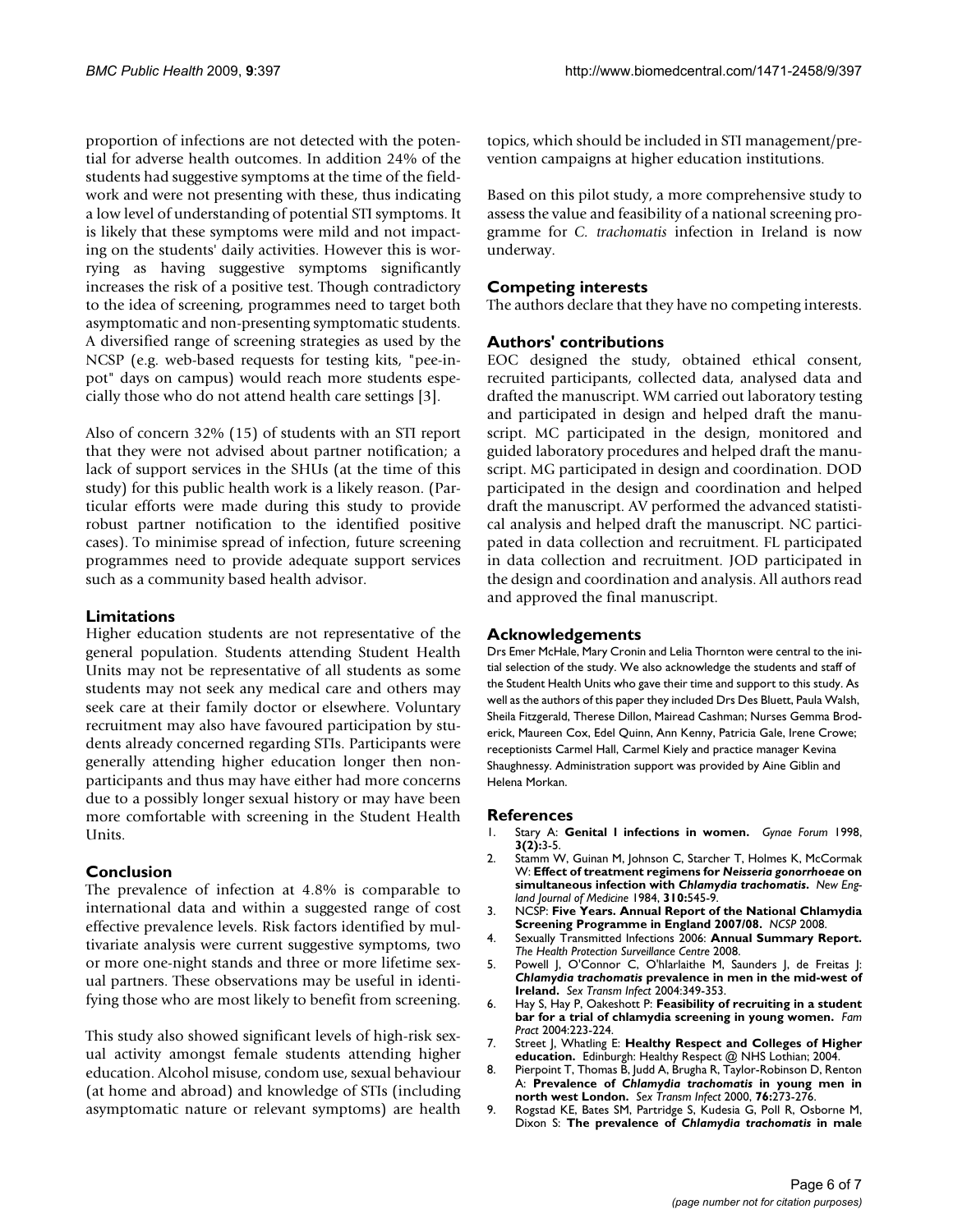proportion of infections are not detected with the potential for adverse health outcomes. In addition 24% of the students had suggestive symptoms at the time of the fieldwork and were not presenting with these, thus indicating a low level of understanding of potential STI symptoms. It is likely that these symptoms were mild and not impacting on the students' daily activities. However this is worrying as having suggestive symptoms significantly increases the risk of a positive test. Though contradictory to the idea of screening, programmes need to target both asymptomatic and non-presenting symptomatic students. A diversified range of screening strategies as used by the NCSP (e.g. web-based requests for testing kits, "pee-in-pot" days on campus) would reach more students especially those who do not attend health care settings [3].

Also of concern 32% (15) of students with an STI report that they were not advised about partner notification; a lack of support services in the SHUs (at the time of this study) for this public health work is a likely reason. (Particular efforts were made during this study to provide robust partner notification to the identified positive cases). To minimise spread of infection, future screening programmes need to provide adequate support services such as a community based health advisor.

## Limitations

Higher education students are not representative of the general population. Students attending Student Health Units may not be representative of all students as some students may not seek any medical care and others may seek care at their family doctor or elsewhere. Voluntary recruitment may also have favoured participation by students already concerned regarding STIs. Participants were generally attending higher education longer then non-participants and thus may have either had more concerns due to a possibly longer sexual history or may have been more comfortable with screening in the Student Health Units.

## Conclusion

The prevalence of infection at 4.8% is comparable to international data and within a suggested range of cost effective prevalence levels. Risk factors identified by multivariate analysis were current suggestive symptoms, two or more one-night stands and three or more lifetime sexual partners. These observations may be useful in identifying those who are most likely to benefit from screening.

This study also showed significant levels of high-risk sexual activity amongst female students attending higher education. Alcohol misuse, condom use, sexual behaviour (at home and abroad) and knowledge of STIs (including asymptomatic nature or relevant symptoms) are health topics, which should be included in STI management/prevention campaigns at higher education institutions.

Based on this pilot study, a more comprehensive study to assess the value and feasibility of a national screening programme for *C. trachomatis* infection in Ireland is now underway.

## Competing interests

The authors declare that they have no competing interests.

## Authors' contributions

EOC designed the study, obtained ethical consent, recruited participants, collected data, analysed data and drafted the manuscript. WM carried out laboratory testing and participated in design and helped draft the manuscript. MC participated in the design, monitored and guided laboratory procedures and helped draft the manuscript. MG participated in design and coordination. DOD participated in the design and coordination and helped draft the manuscript. AV performed the advanced statistical analysis and helped draft the manuscript. NC participated in data collection and recruitment. FL participated in data collection and recruitment. JOD participated in the design and coordination and analysis. All authors read and approved the final manuscript.

## Acknowledgements

Drs Emer McHale, Mary Cronin and Lelia Thornton were central to the initial selection of the study. We also acknowledge the students and staff of the Student Health Units who gave their time and support to this study. As well as the authors of this paper they included Drs Des Bluett, Paula Walsh, Sheila Fitzgerald, Therese Dillon, Mairead Cashman; Nurses Gemma Broderick, Maureen Cox, Edel Quinn, Ann Kenny, Patricia Gale, Irene Crowe; receptionists Carmel Hall, Carmel Kiely and practice manager Kevina Shaughnessy. Administration support was provided by Aine Giblin and Helena Morkan.

## References

1. Stary A: **Genital I infections in women.** *Gynae Forum* 1998, **3(2):**3-5.
2. Stamm W, Guinan M, Johnson C, Starcher T, Holmes K, McCormak W: **Effect of treatment regimens for *Neisseria gonorrhoeae* on simultaneous infection with *Chlamydia trachomatis*.** *New England Journal of Medicine* 1984, **310:**545-9.
3. NCSP: **Five Years. Annual Report of the National Chlamydia Screening Programme in England 2007/08.** *NCSP* 2008.
4. Sexually Transmitted Infections 2006: **Annual Summary Report.** *The Health Protection Surveillance Centre* 2008.
5. Powell J, O'Connor C, O'hIarlaithe M, Saunders J, de Freitas J: ***Chlamydia trachomatis* prevalence in men in the mid-west of Ireland.** *Sex Transm Infect* 2004:349-353.
6. Hay S, Hay P, Oakeshott P: **Feasibility of recruiting in a student bar for a trial of chlamydia screening in young women.** *Fam Pract* 2004:223-224.
7. Street J, Whatling E: **Healthy Respect and Colleges of Higher education.** Edinburgh: Healthy Respect @ NHS Lothian; 2004.
8. Pierpoint T, Thomas B, Judd A, Brugha R, Taylor-Robinson D, Renton A: **Prevalence of *Chlamydia trachomatis* in young men in north west London.** *Sex Transm Infect* 2000, **76:**273-276.
9. Rogstad KE, Bates SM, Partridge S, Kudesia G, Poll R, Osborne M, Dixon S: **The prevalence of *Chlamydia trachomatis* in male**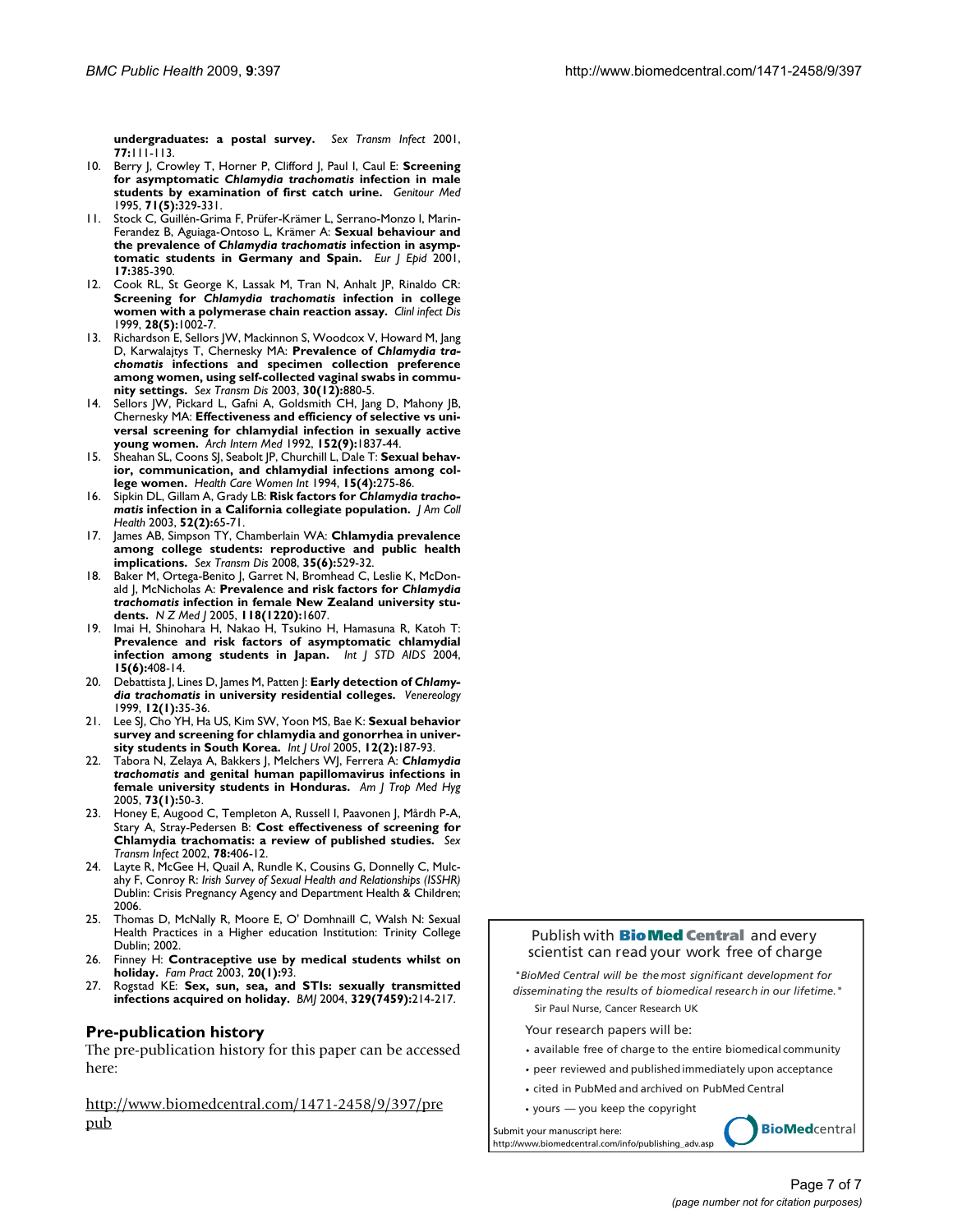**undergraduates: a postal survey.** *Sex Transm Infect* 2001, **77:**111-113.

10. Berry J, Crowley T, Horner P, Clifford J, Paul I, Caul E: **Screening for asymptomatic *Chlamydia trachomatis* infection in male students by examination of first catch urine.** *Genitour Med* 1995, **71(5):**329-331.
11. Stock C, Guillén-Grima F, Prüfer-Krämer L, Serrano-Monzo I, Marin-Ferandez B, Aguiaga-Ontoso L, Krämer A: **Sexual behaviour and the prevalence of *Chlamydia trachomatis* infection in asymptomatic students in Germany and Spain.** *Eur J Epid* 2001, **17:**385-390.
12. Cook RL, St George K, Lassak M, Tran N, Anhalt JP, Rinaldo CR: **Screening for *Chlamydia trachomatis* infection in college women with a polymerase chain reaction assay.** *Clinl infect Dis* 1999, **28(5):**1002-7.
13. Richardson E, Sellors JW, Mackinnon S, Woodcox V, Howard M, Jang D, Karwalajtys T, Chernesky MA: **Prevalence of *Chlamydia trachomatis* infections and specimen collection preference among women, using self-collected vaginal swabs in community settings.** *Sex Transm Dis* 2003, **30(12):**880-5.
14. Sellors JW, Pickard L, Gafni A, Goldsmith CH, Jang D, Mahony JB, Chernesky MA: **Effectiveness and efficiency of selective vs universal screening for chlamydial infection in sexually active young women.** *Arch Intern Med* 1992, **152(9):**1837-44.
15. Sheahan SL, Coons SJ, Seabolt JP, Churchill L, Dale T: **Sexual behavior, communication, and chlamydial infections among college women.** *Health Care Women Int* 1994, **15(4):**275-86.
16. Sipkin DL, Gillam A, Grady LB: **Risk factors for *Chlamydia trachomatis* infection in a California collegiate population.** *J Am Coll Health* 2003, **52(2):**65-71.
17. James AB, Simpson TY, Chamberlain WA: **Chlamydia prevalence among college students: reproductive and public health implications.** *Sex Transm Dis* 2008, **35(6):**529-32.
18. Baker M, Ortega-Benito J, Garret N, Bromhead C, Leslie K, McDonald J, McNicholas A: **Prevalence and risk factors for *Chlamydia trachomatis* infection in female New Zealand university students.** *N Z Med J* 2005, **118(1220):**1607.
19. Imai H, Shinohara H, Nakao H, Tsukino H, Hamasuna R, Katoh T: **Prevalence and risk factors of asymptomatic chlamydial infection among students in Japan.** *Int J STD AIDS* 2004, **15(6):**408-14.
20. Debattista J, Lines D, James M, Patten J: **Early detection of *Chlamydia trachomatis* in university residential colleges.** *Venereology* 1999, **12(1):**35-36.
21. Lee SJ, Cho YH, Ha US, Kim SW, Yoon MS, Bae K: **Sexual behavior survey and screening for chlamydia and gonorrhea in university students in South Korea.** *Int J Urol* 2005, **12(2):**187-93.
22. Tabora N, Zelaya A, Bakkers J, Melchers WJ, Ferrera A: ***Chlamydia trachomatis* and genital human papillomavirus infections in female university students in Honduras.** *Am J Trop Med Hyg* 2005, **73(1):**50-3.
23. Honey E, Augood C, Templeton A, Russell I, Paavonen J, Mårdh P-A, Stary A, Stray-Pedersen B: **Cost effectiveness of screening for Chlamydia trachomatis: a review of published studies.** *Sex Transm Infect* 2002, **78:**406-12.
24. Layte R, McGee H, Quail A, Rundle K, Cousins G, Donnelly C, Mulcahy F, Conroy R: *Irish Survey of Sexual Health and Relationships (ISSHR)* Dublin: Crisis Pregnancy Agency and Department Health & Children; 2006.
25. Thomas D, McNally R, Moore E, O' Domhnaill C, Walsh N: Sexual Health Practices in a Higher education Institution: Trinity College Dublin; 2002.
26. Finney H: **Contraceptive use by medical students whilst on holiday.** *Fam Pract* 2003, **20(1):**93.
27. Rogstad KE: **Sex, sun, sea, and STIs: sexually transmitted infections acquired on holiday.** *BMJ* 2004, **329(7459):**214-217.

## Pre-publication history

The pre-publication history for this paper can be accessed here:

http://www.biomedcentral.com/1471-2458/9/397/prepub

Publish with **BioMed Central** and every scientist can read your work free of charge

*"BioMed Central will be the most significant development for disseminating the results of biomedical research in our lifetime."*
Sir Paul Nurse, Cancer Research UK

Your research papers will be:

- available free of charge to the entire biomedical community
- peer reviewed and published immediately upon acceptance
- cited in PubMed and archived on PubMed Central
- yours — you keep the copyright

Submit your manuscript here:
http://www.biomedcentral.com/info/publishing_adv.asp

BioMedcentral